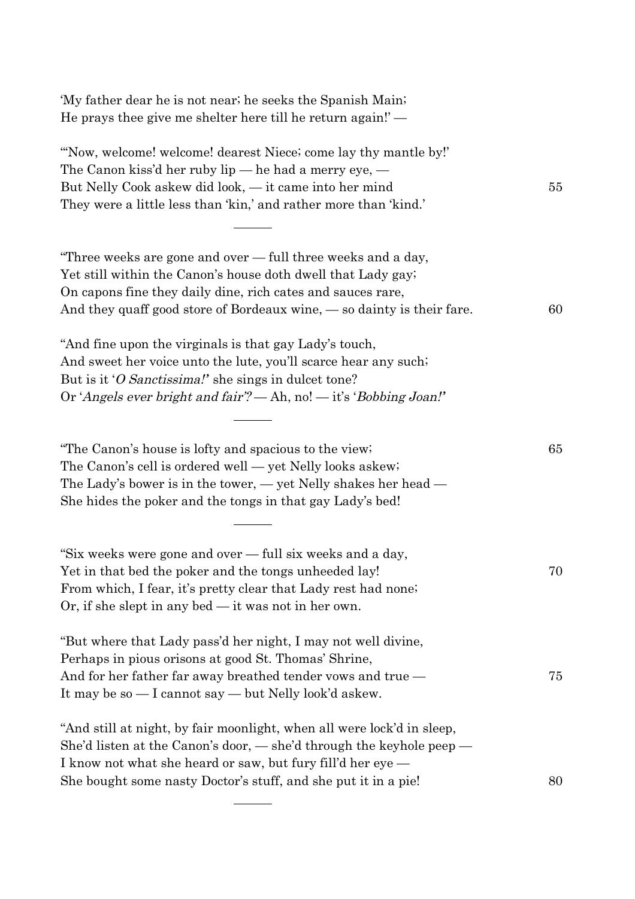'My father dear he is not near; he seeks the Spanish Main;
He prays thee give me shelter here till he return again!' —

"'Now, welcome! welcome! dearest Niece; come lay thy mantle by!'
The Canon kiss'd her ruby lip — he had a merry eye, —
But Nelly Cook askew did look, — it came into her mind    55
They were a little less than 'kin,' and rather more than 'kind.'

———

"Three weeks are gone and over — full three weeks and a day,
Yet still within the Canon's house doth dwell that Lady gay;
On capons fine they daily dine, rich cates and sauces rare,
And they quaff good store of Bordeaux wine, — so dainty is their fare.    60

"And fine upon the virginals is that gay Lady's touch,
And sweet her voice unto the lute, you'll scarce hear any such;
But is it '*O Sanctissima!*' she sings in dulcet tone?
Or '*Angels ever bright and fair*'? — Ah, no! — it's '*Bobbing Joan!*'

———

"The Canon's house is lofty and spacious to the view;    65
The Canon's cell is ordered well — yet Nelly looks askew;
The Lady's bower is in the tower, — yet Nelly shakes her head —
She hides the poker and the tongs in that gay Lady's bed!

———

"Six weeks were gone and over — full six weeks and a day,
Yet in that bed the poker and the tongs unheeded lay!    70
From which, I fear, it's pretty clear that Lady rest had none;
Or, if she slept in any bed — it was not in her own.

"But where that Lady pass'd her night, I may not well divine,
Perhaps in pious orisons at good St. Thomas' Shrine,
And for her father far away breathed tender vows and true —    75
It may be so — I cannot say — but Nelly look'd askew.

"And still at night, by fair moonlight, when all were lock'd in sleep,
She'd listen at the Canon's door, — she'd through the keyhole peep —
I know not what she heard or saw, but fury fill'd her eye —
She bought some nasty Doctor's stuff, and she put it in a pie!    80

———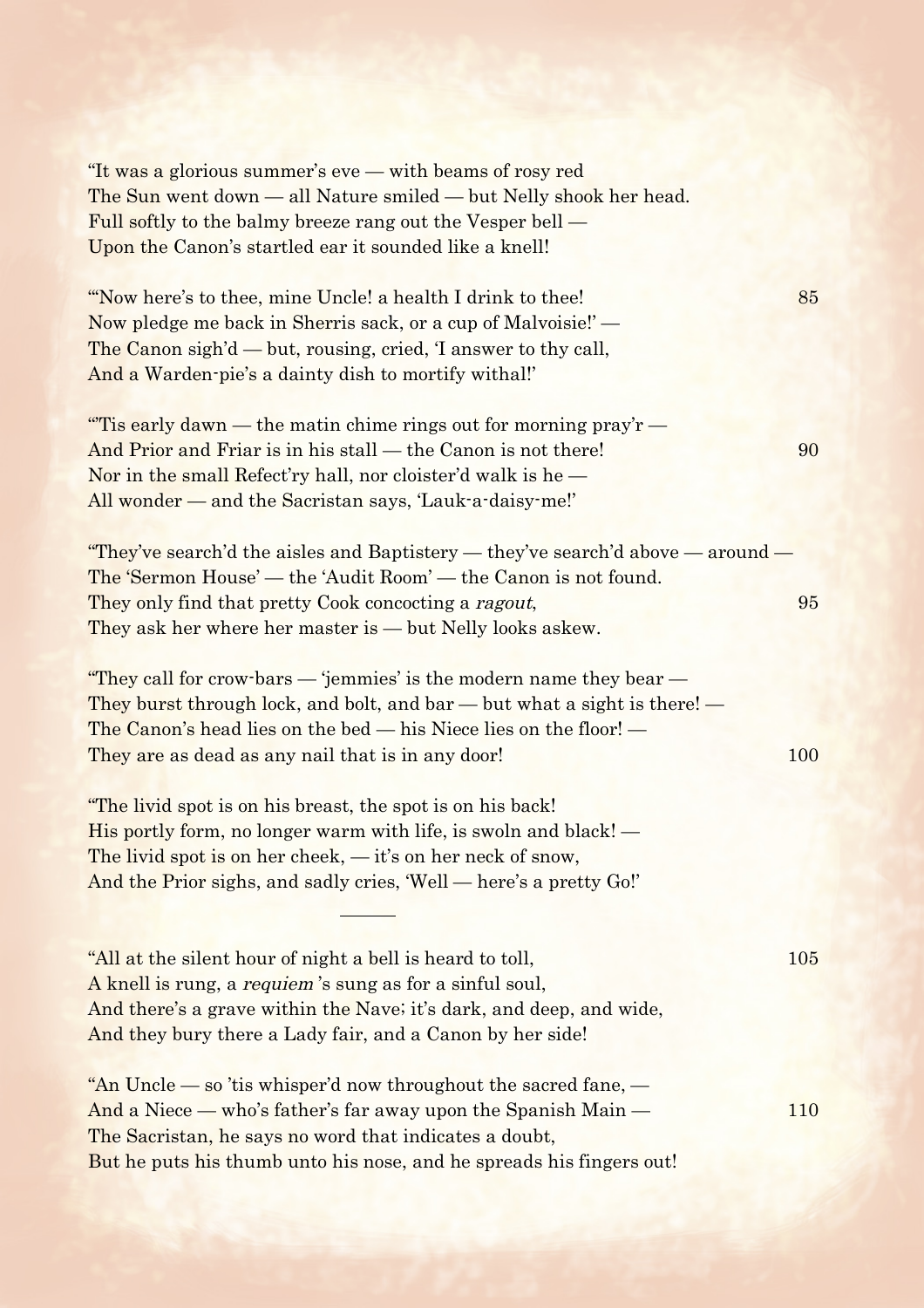"It was a glorious summer's eve — with beams of rosy red
The Sun went down — all Nature smiled — but Nelly shook her head.
Full softly to the balmy breeze rang out the Vesper bell —
Upon the Canon's startled ear it sounded like a knell!

"'Now here's to thee, mine Uncle! a health I drink to thee! 85
Now pledge me back in Sherris sack, or a cup of Malvoisie!' —
The Canon sigh'd — but, rousing, cried, 'I answer to thy call,
And a Warden-pie's a dainty dish to mortify withal!'

"'Tis early dawn — the matin chime rings out for morning pray'r —
And Prior and Friar is in his stall — the Canon is not there! 90
Nor in the small Refect'ry hall, nor cloister'd walk is he —
All wonder — and the Sacristan says, 'Lauk-a-daisy-me!'

"They've search'd the aisles and Baptistery — they've search'd above — around —
The 'Sermon House' — the 'Audit Room' — the Canon is not found.
They only find that pretty Cook concocting a *ragout*, 95
They ask her where her master is — but Nelly looks askew.

"They call for crow-bars — 'jemmies' is the modern name they bear —
They burst through lock, and bolt, and bar — but what a sight is there! —
The Canon's head lies on the bed — his Niece lies on the floor! —
They are as dead as any nail that is in any door! 100

"The livid spot is on his breast, the spot is on his back!
His portly form, no longer warm with life, is swoln and black! —
The livid spot is on her cheek, — it's on her neck of snow,
And the Prior sighs, and sadly cries, 'Well — here's a pretty Go!'

---

"All at the silent hour of night a bell is heard to toll, 105
A knell is rung, a *requiem* 's sung as for a sinful soul,
And there's a grave within the Nave; it's dark, and deep, and wide,
And they bury there a Lady fair, and a Canon by her side!

"An Uncle — so 'tis whisper'd now throughout the sacred fane, —
And a Niece — who's father's far away upon the Spanish Main — 110
The Sacristan, he says no word that indicates a doubt,
But he puts his thumb unto his nose, and he spreads his fingers out!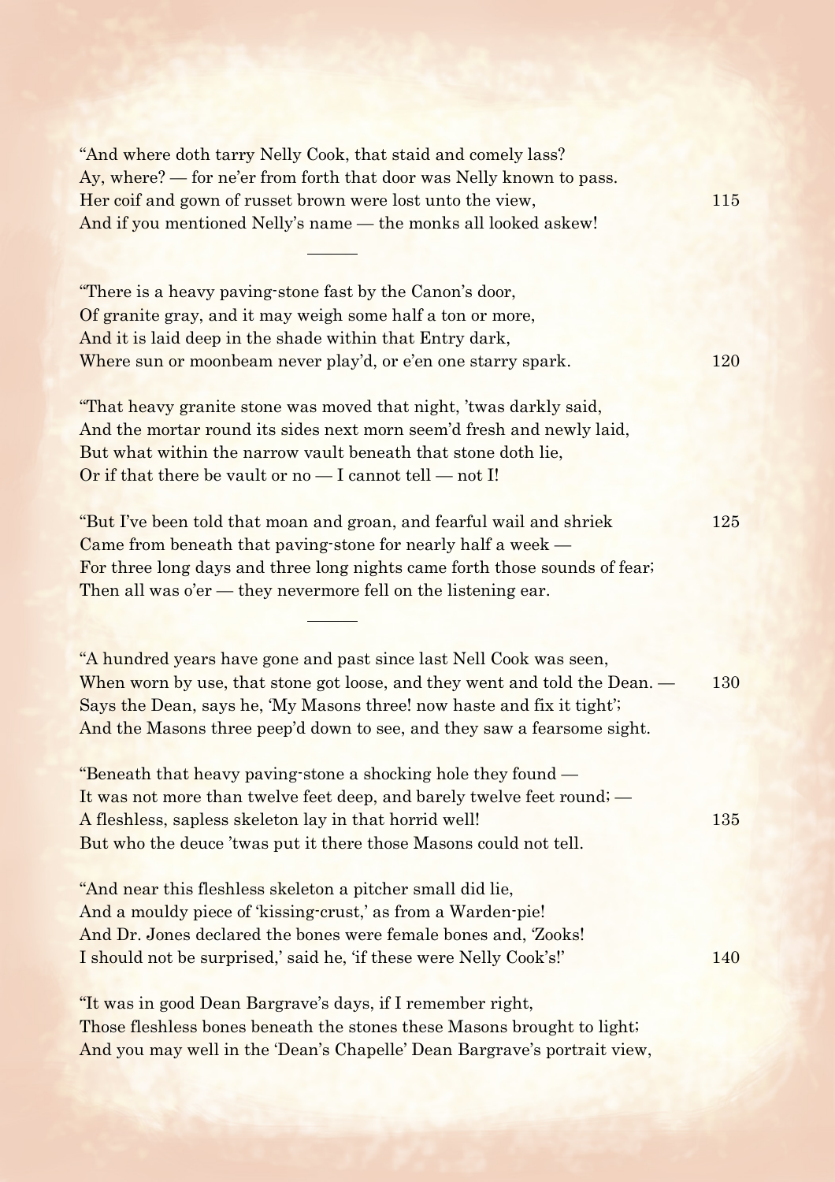"And where doth tarry Nelly Cook, that staid and comely lass?
Ay, where? — for ne'er from forth that door was Nelly known to pass.
Her coif and gown of russet brown were lost unto the view, 115
And if you mentioned Nelly's name — the monks all looked askew!

---

"There is a heavy paving-stone fast by the Canon's door,
Of granite gray, and it may weigh some half a ton or more,
And it is laid deep in the shade within that Entry dark,
Where sun or moonbeam never play'd, or e'en one starry spark. 120

"That heavy granite stone was moved that night, 'twas darkly said,
And the mortar round its sides next morn seem'd fresh and newly laid,
But what within the narrow vault beneath that stone doth lie,
Or if that there be vault or no — I cannot tell — not I!

"But I've been told that moan and groan, and fearful wail and shriek 125
Came from beneath that paving-stone for nearly half a week —
For three long days and three long nights came forth those sounds of fear;
Then all was o'er — they nevermore fell on the listening ear.

---

"A hundred years have gone and past since last Nell Cook was seen,
When worn by use, that stone got loose, and they went and told the Dean. — 130
Says the Dean, says he, 'My Masons three! now haste and fix it tight';
And the Masons three peep'd down to see, and they saw a fearsome sight.

"Beneath that heavy paving-stone a shocking hole they found —
It was not more than twelve feet deep, and barely twelve feet round; —
A fleshless, sapless skeleton lay in that horrid well! 135
But who the deuce 'twas put it there those Masons could not tell.

"And near this fleshless skeleton a pitcher small did lie,
And a mouldy piece of 'kissing-crust,' as from a Warden-pie!
And Dr. Jones declared the bones were female bones and, 'Zooks!
I should not be surprised,' said he, 'if these were Nelly Cook's!' 140

"It was in good Dean Bargrave's days, if I remember right,
Those fleshless bones beneath the stones these Masons brought to light;
And you may well in the 'Dean's Chapelle' Dean Bargrave's portrait view,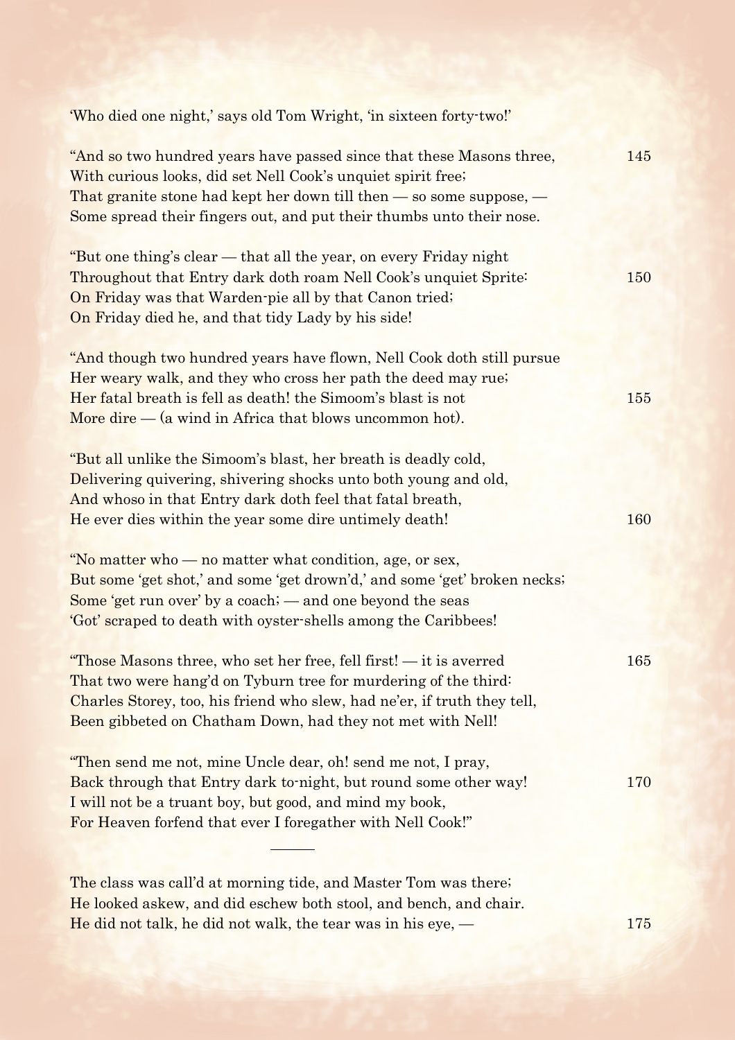'Who died one night,' says old Tom Wright, 'in sixteen forty-two!'

"And so two hundred years have passed since that these Masons three, 145
With curious looks, did set Nell Cook's unquiet spirit free;
That granite stone had kept her down till then — so some suppose, —
Some spread their fingers out, and put their thumbs unto their nose.

"But one thing's clear — that all the year, on every Friday night
Throughout that Entry dark doth roam Nell Cook's unquiet Sprite: 150
On Friday was that Warden-pie all by that Canon tried;
On Friday died he, and that tidy Lady by his side!

"And though two hundred years have flown, Nell Cook doth still pursue
Her weary walk, and they who cross her path the deed may rue;
Her fatal breath is fell as death! the Simoom's blast is not 155
More dire — (a wind in Africa that blows uncommon hot).

"But all unlike the Simoom's blast, her breath is deadly cold,
Delivering quivering, shivering shocks unto both young and old,
And whoso in that Entry dark doth feel that fatal breath,
He ever dies within the year some dire untimely death! 160

"No matter who — no matter what condition, age, or sex,
But some 'get shot,' and some 'get drown'd,' and some 'get' broken necks;
Some 'get run over' by a coach; — and one beyond the seas
'Got' scraped to death with oyster-shells among the Caribbees!

"Those Masons three, who set her free, fell first! — it is averred 165
That two were hang'd on Tyburn tree for murdering of the third:
Charles Storey, too, his friend who slew, had ne'er, if truth they tell,
Been gibbeted on Chatham Down, had they not met with Nell!

"Then send me not, mine Uncle dear, oh! send me not, I pray,
Back through that Entry dark to-night, but round some other way! 170
I will not be a truant boy, but good, and mind my book,
For Heaven forfend that ever I foregather with Nell Cook!"

---

The class was call'd at morning tide, and Master Tom was there;
He looked askew, and did eschew both stool, and bench, and chair.
He did not talk, he did not walk, the tear was in his eye, — 175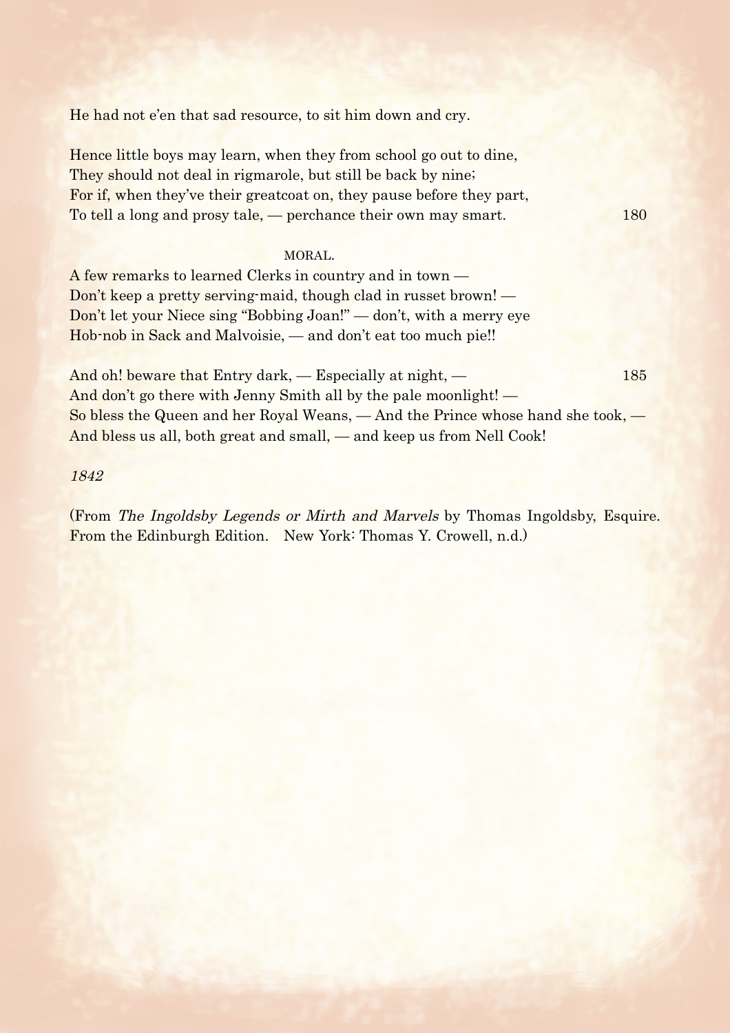He had not e'en that sad resource, to sit him down and cry.

Hence little boys may learn, when they from school go out to dine,  
They should not deal in rigmarole, but still be back by nine;  
For if, when they've their greatcoat on, they pause before they part,  
To tell a long and prosy tale, — perchance their own may smart. 180

MORAL.

A few remarks to learned Clerks in country and in town —  
Don't keep a pretty serving-maid, though clad in russet brown! —  
Don't let your Niece sing "Bobbing Joan!" — don't, with a merry eye  
Hob-nob in Sack and Malvoisie, — and don't eat too much pie!!

And oh! beware that Entry dark, — Especially at night, — 185  
And don't go there with Jenny Smith all by the pale moonlight! —  
So bless the Queen and her Royal Weans, — And the Prince whose hand she took, —  
And bless us all, both great and small, — and keep us from Nell Cook!

*1842*

(From *The Ingoldsby Legends or Mirth and Marvels* by Thomas Ingoldsby, Esquire. From the Edinburgh Edition. New York: Thomas Y. Crowell, n.d.)